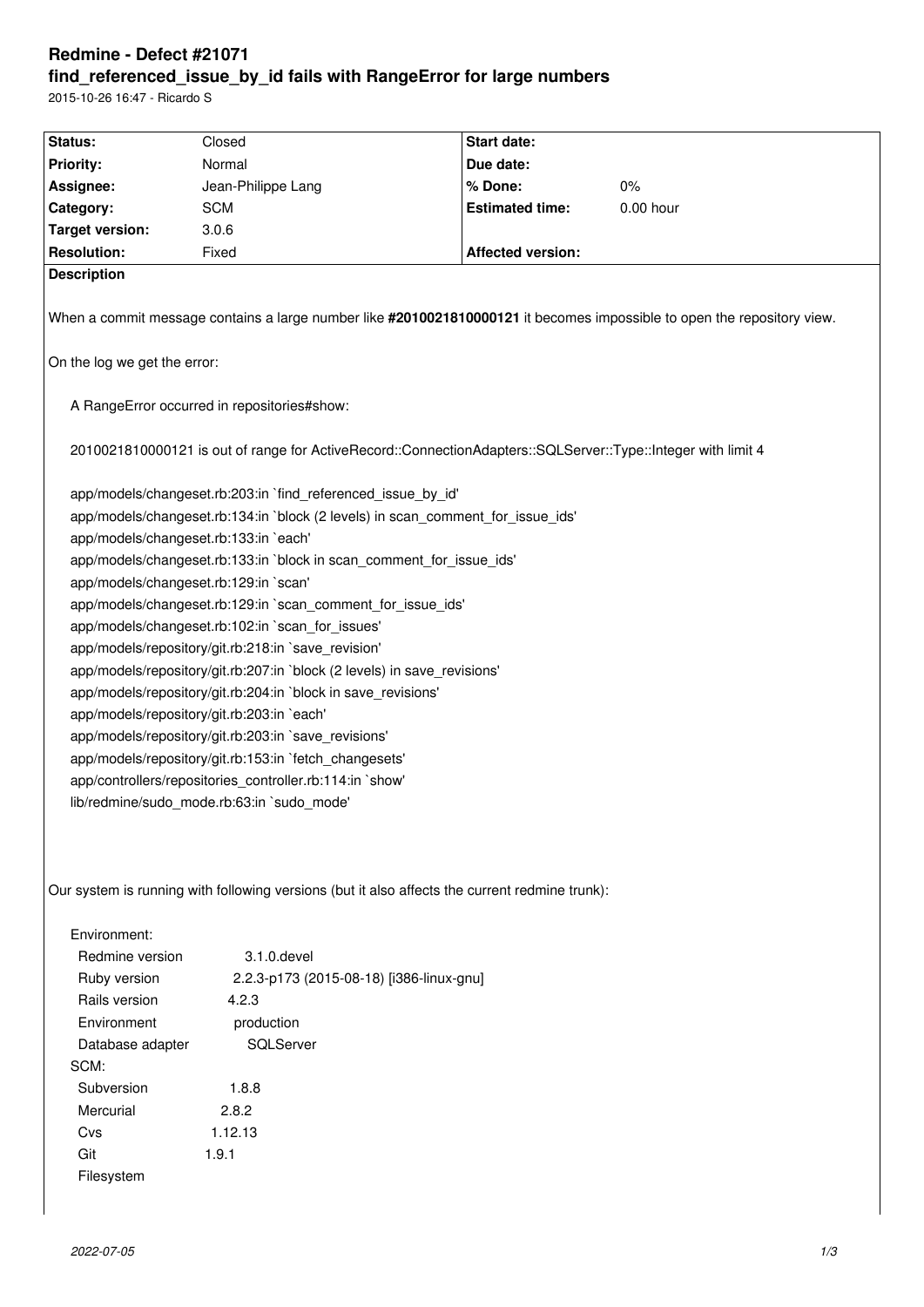# Redmine - Defect #21071

## find_referenced_issue_by_id fails with RangeError for large numbers

2015-10-26 16:47 - Ricardo S

| Status: | Closed | Start date: | |
|---|---|---|---|
| Priority: | Normal | Due date: | |
| Assignee: | Jean-Philippe Lang | % Done: | 0% |
| Category: | SCM | Estimated time: | 0.00 hour |
| Target version: | 3.0.6 | | |
| Resolution: | Fixed | Affected version: | |

**Description**

When a commit message contains a large number like **#2010021810000121** it becomes impossible to open the repository view.

On the log we get the error:

```
A RangeError occurred in repositories#show:

2010021810000121 is out of range for ActiveRecord::ConnectionAdapters::SQLServer::Type::Integer with limit 4

app/models/changeset.rb:203:in `find_referenced_issue_by_id'
app/models/changeset.rb:134:in `block (2 levels) in scan_comment_for_issue_ids'
app/models/changeset.rb:133:in `each'
app/models/changeset.rb:133:in `block in scan_comment_for_issue_ids'
app/models/changeset.rb:129:in `scan'
app/models/changeset.rb:129:in `scan_comment_for_issue_ids'
app/models/changeset.rb:102:in `scan_for_issues'
app/models/repository/git.rb:218:in `save_revision'
app/models/repository/git.rb:207:in `block (2 levels) in save_revisions'
app/models/repository/git.rb:204:in `block in save_revisions'
app/models/repository/git.rb:203:in `each'
app/models/repository/git.rb:203:in `save_revisions'
app/models/repository/git.rb:153:in `fetch_changesets'
app/controllers/repositories_controller.rb:114:in `show'
lib/redmine/sudo_mode.rb:63:in `sudo_mode'
```

Our system is running with following versions (but it also affects the current redmine trunk):

```
Environment:
  Redmine version         3.1.0.devel
  Ruby version            2.2.3-p173 (2015-08-18) [i386-linux-gnu]
  Rails version           4.2.3
  Environment             production
  Database adapter        SQLServer
SCM:
  Subversion              1.8.8
  Mercurial               2.8.2
  Cvs                     1.12.13
  Git                     1.9.1
  Filesystem
```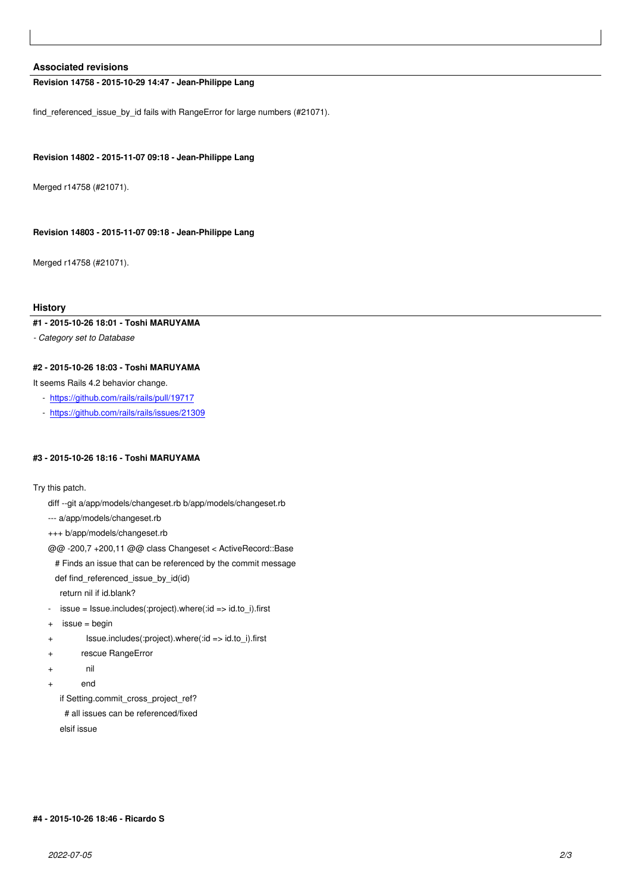### Associated revisions

**Revision 14758 - 2015-10-29 14:47 - Jean-Philippe Lang**

find_referenced_issue_by_id fails with RangeError for large numbers (#21071).

**Revision 14802 - 2015-11-07 09:18 - Jean-Philippe Lang**

Merged r14758 (#21071).

**Revision 14803 - 2015-11-07 09:18 - Jean-Philippe Lang**

Merged r14758 (#21071).

### History

**#1 - 2015-10-26 18:01 - Toshi MARUYAMA**

*- Category set to Database*

**#2 - 2015-10-26 18:03 - Toshi MARUYAMA**

It seems Rails 4.2 behavior change.

- https://github.com/rails/rails/pull/19717
- https://github.com/rails/rails/issues/21309

**#3 - 2015-10-26 18:16 - Toshi MARUYAMA**

Try this patch.

```
diff --git a/app/models/changeset.rb b/app/models/changeset.rb
--- a/app/models/changeset.rb
+++ b/app/models/changeset.rb
@@ -200,7 +200,11 @@ class Changeset < ActiveRecord::Base
   # Finds an issue that can be referenced by the commit message
   def find_referenced_issue_by_id(id)
     return nil if id.blank?
-    issue = Issue.includes(:project).where(:id => id.to_i).first
+    issue = begin
+              Issue.includes(:project).where(:id => id.to_i).first
+            rescue RangeError
+              nil
+            end
     if Setting.commit_cross_project_ref?
       # all issues can be referenced/fixed
     elsif issue
```

**#4 - 2015-10-26 18:46 - Ricardo S**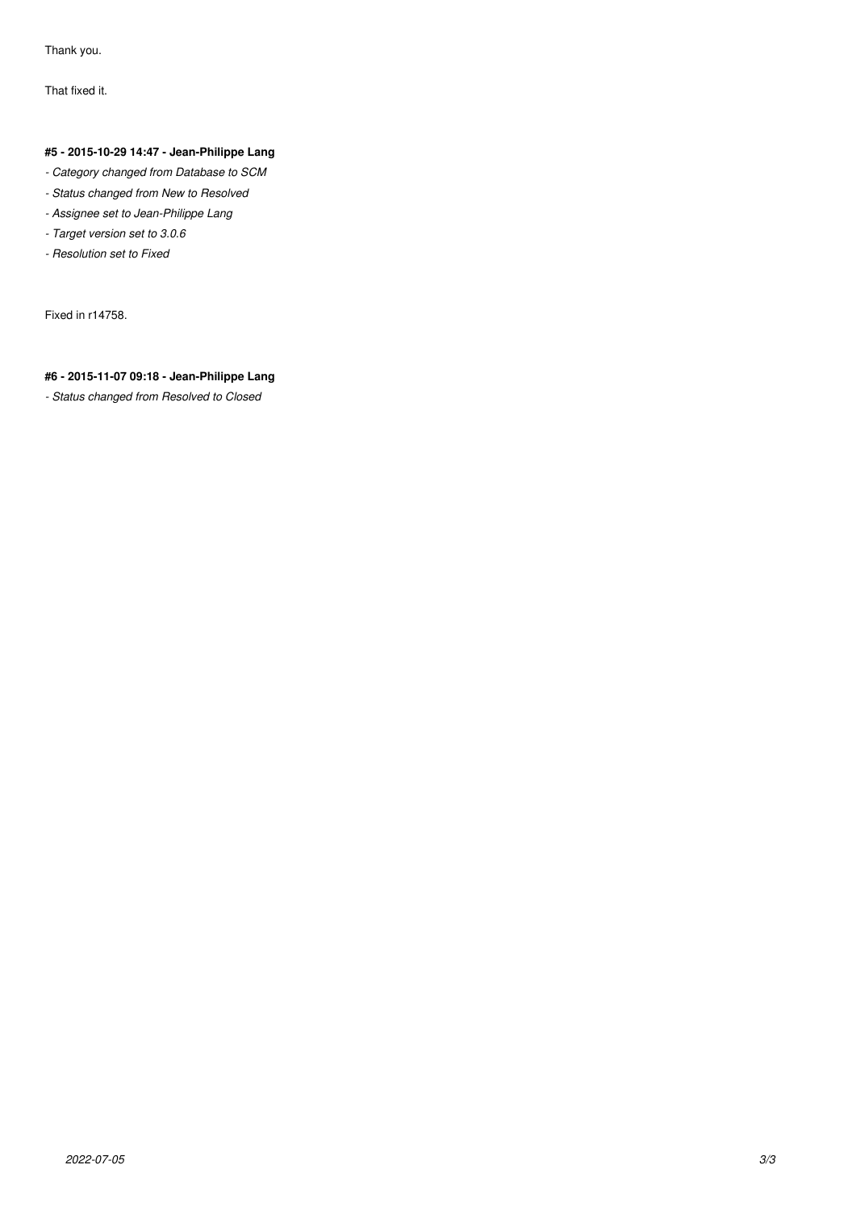Thank you.

That fixed it.

#### #5 - 2015-10-29 14:47 - Jean-Philippe Lang

*- Category changed from Database to SCM*

*- Status changed from New to Resolved*

*- Assignee set to Jean-Philippe Lang*

*- Target version set to 3.0.6*

*- Resolution set to Fixed*

Fixed in r14758.

#### #6 - 2015-11-07 09:18 - Jean-Philippe Lang

*- Status changed from Resolved to Closed*